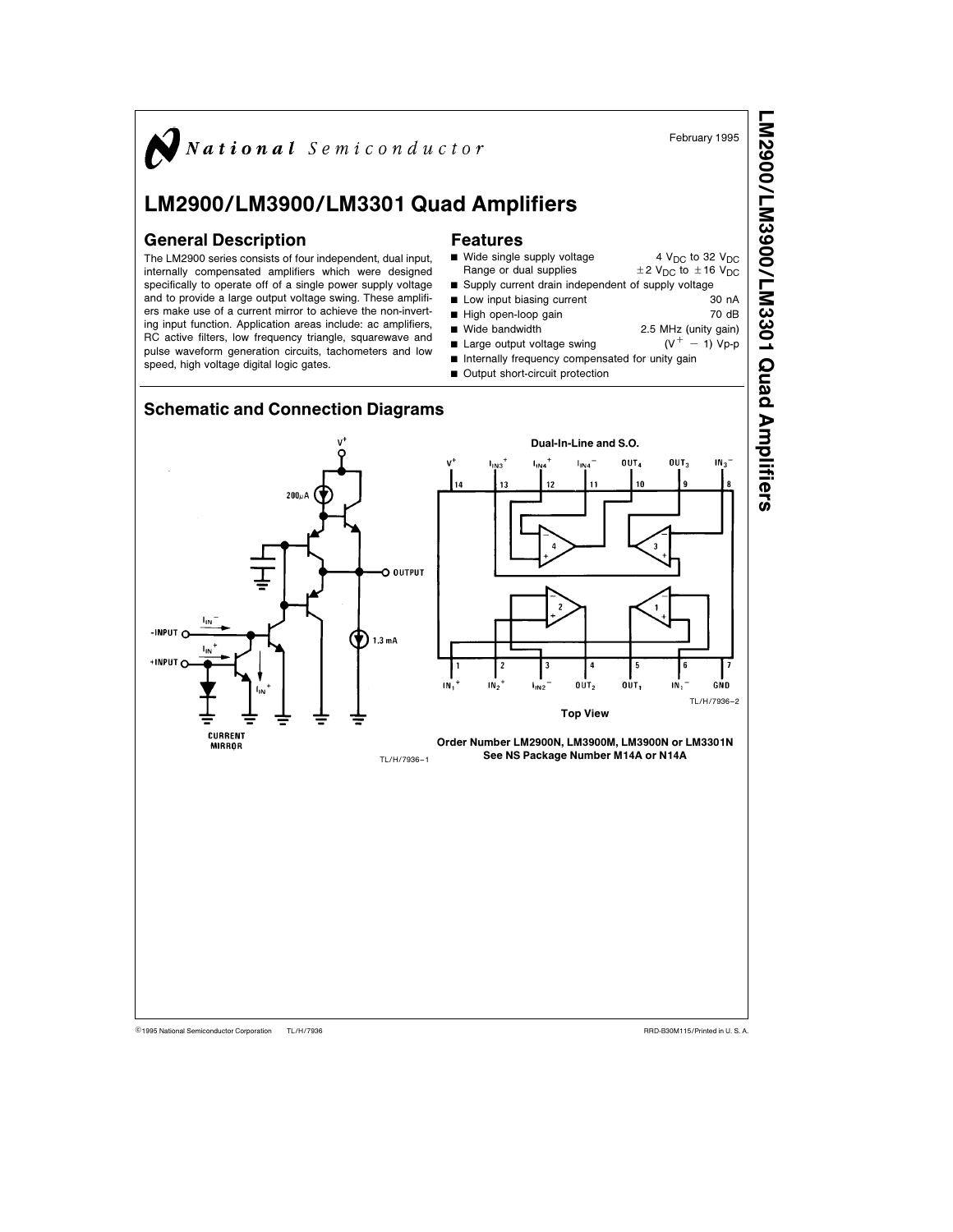National Semiconductor

February 1995

# LM2900/LM3900/LM3301 Quad Amplifiers

## General Description

The LM2900 series consists of four independent, dual input, internally compensated amplifiers which were designed specifically to operate off of a single power supply voltage and to provide a large output voltage swing. These amplifiers make use of a current mirror to achieve the non-inverting input function. Application areas include: ac amplifiers, RC active filters, low frequency triangle, squarewave and pulse waveform generation circuits, tachometers and low speed, high voltage digital logic gates.

## Features

- Wide single supply voltage Range or dual supplies — $4\ V_{DC}$ to $32\ V_{DC}$, $\pm 2\ V_{DC}$ to $\pm 16\ V_{DC}$
- Supply current drain independent of supply voltage
- Low input biasing current — 30 nA
- High open-loop gain — 70 dB
- Wide bandwidth — 2.5 MHz (unity gain)
- Large output voltage swing — $(V^+ - 1)$ Vp-p
- Internally frequency compensated for unity gain
- Output short-circuit protection

## Schematic and Connection Diagrams

TL/H/7936–1

Dual-In-Line and S.O.

TL/H/7936–2

Top View

**Order Number LM2900N, LM3900M, LM3900N or LM3301N**
**See NS Package Number M14A or N14A**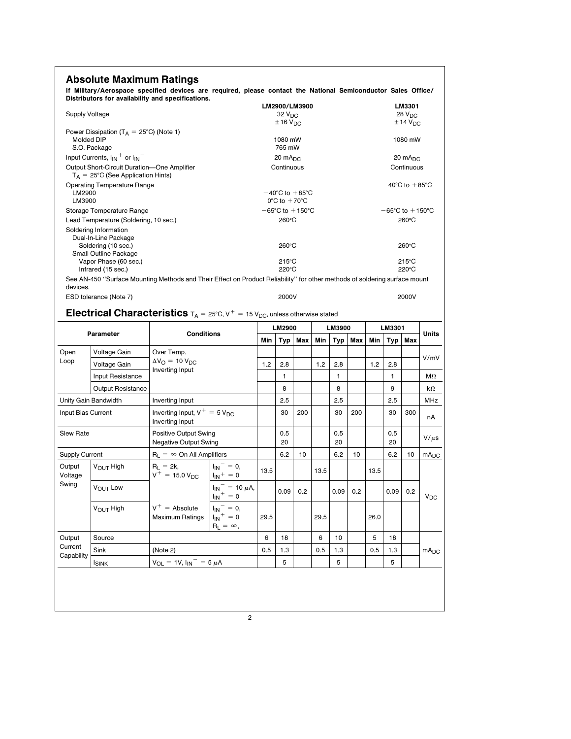## Absolute Maximum Ratings

**If Military/Aerospace specified devices are required, please contact the National Semiconductor Sales Office/ Distributors for availability and specifications.**

| | LM2900/LM3900 | LM3301 |
|---|---|---|
| Supply Voltage | 32 $V_{DC}$<br>±16 $V_{DC}$ | 28 $V_{DC}$<br>±14 $V_{DC}$ |
| Power Dissipation ($T_A$ = 25°C) (Note 1) | | |
| Molded DIP | 1080 mW | 1080 mW |
| S.O. Package | 765 mW | |
| Input Currents, $I_{IN}^+$ or $I_{IN}^-$ | 20 $mA_{DC}$ | 20 $mA_{DC}$ |
| Output Short-Circuit Duration—One Amplifier $T_A$ = 25°C (See Application Hints) | Continuous | Continuous |
| Operating Temperature Range | | −40°C to +85°C |
| LM2900 | −40°C to +85°C | |
| LM3900 | 0°C to +70°C | |
| Storage Temperature Range | −65°C to +150°C | −65°C to +150°C |
| Lead Temperature (Soldering, 10 sec.) | 260°C | 260°C |
| Soldering Information | | |
| Dual-In-Line Package | | |
| Soldering (10 sec.) | 260°C | 260°C |
| Small Outline Package | | |
| Vapor Phase (60 sec.) | 215°C | 215°C |
| Infrared (15 sec.) | 220°C | 220°C |

See AN-450 "Surface Mounting Methods and Their Effect on Product Reliability" for other methods of soldering surface mount devices.

| | | |
|---|---|---|
| ESD tolerance (Note 7) | 2000V | 2000V |

## Electrical Characteristics $T_A$ = 25°C, $V^+$ = 15 $V_{DC}$, unless otherwise stated

| Parameter | | Conditions | | LM2900 | | | LM3900 | | | LM3301 | | | Units |
|---|---|---|---|---|---|---|---|---|---|---|---|---|---|
| | | | | Min | Typ | Max | Min | Typ | Max | Min | Typ | Max | |
| Open Loop | Voltage Gain | Over Temp. | | | | | | | | | | | V/mV |
| | Voltage Gain | $\Delta V_O$ = 10 $V_{DC}$ Inverting Input | | 1.2 | 2.8 | | 1.2 | 2.8 | | 1.2 | 2.8 | | V/mV |
| | Input Resistance | | | | 1 | | | 1 | | | 1 | | MΩ |
| | Output Resistance | | | | 8 | | | 8 | | | 9 | | kΩ |
| Unity Gain Bandwidth | | Inverting Input | | | 2.5 | | | 2.5 | | | 2.5 | | MHz |
| Input Bias Current | | Inverting Input, $V^+$ = 5 $V_{DC}$<br>Inverting Input | | | 30 | 200 | | 30 | 200 | | 30 | 300 | nA |
| Slew Rate | | Positive Output Swing<br>Negative Output Swing | | | 0.5<br>20 | | | 0.5<br>20 | | | 0.5<br>20 | | V/μs |
| Supply Current | | $R_L$ = ∞ On All Amplifiers | | | 6.2 | 10 | | 6.2 | 10 | | 6.2 | 10 | $mA_{DC}$ |
| Output Voltage Swing | $V_{OUT}$ High | $R_L$ = 2k, $V^+$ = 15.0 $V_{DC}$ | $I_{IN}^-$ = 0, $I_{IN}^+$ = 0 | 13.5 | | | 13.5 | | | 13.5 | | | $V_{DC}$ |
| | $V_{OUT}$ Low | | $I_{IN}^-$ = 10 μA, $I_{IN}^+$ = 0 | | 0.09 | 0.2 | | 0.09 | 0.2 | | 0.09 | 0.2 | $V_{DC}$ |
| | $V_{OUT}$ High | $V^+$ = Absolute Maximum Ratings | $I_{IN}^-$ = 0, $I_{IN}^+$ = 0, $R_L$ = ∞, | 29.5 | | | 29.5 | | | 26.0 | | | $V_{DC}$ |
| Output Current Capability | Source | | | 6 | 18 | | 6 | 10 | | 5 | 18 | | $mA_{DC}$ |
| | Sink | (Note 2) | | 0.5 | 1.3 | | 0.5 | 1.3 | | 0.5 | 1.3 | | $mA_{DC}$ |
| | $I_{SINK}$ | $V_{OL}$ = 1V, $I_{IN}^-$ = 5 μA | | | 5 | | | 5 | | | 5 | | $mA_{DC}$ |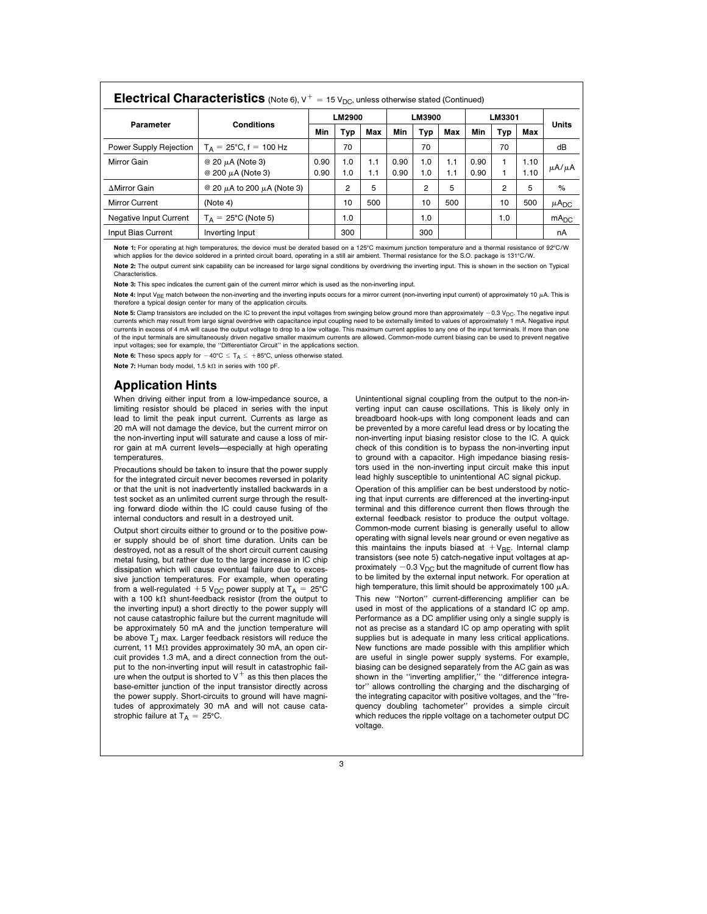## Electrical Characteristics (Note 6), $V^+ = 15\ V_{DC}$, unless otherwise stated (Continued)

| Parameter | Conditions | LM2900 | | | LM3900 | | | LM3301 | | | Units |
|---|---|---|---|---|---|---|---|---|---|---|---|
| | | Min | Typ | Max | Min | Typ | Max | Min | Typ | Max | |
| Power Supply Rejection | $T_A = 25°C$, f = 100 Hz | | 70 | | | 70 | | | 70 | | dB |
| Mirror Gain | @ 20 μA (Note 3)<br>@ 200 μA (Note 3) | 0.90<br>0.90 | 1.0<br>1.0 | 1.1<br>1.1 | 0.90<br>0.90 | 1.0<br>1.0 | 1.1<br>1.1 | 0.90<br>0.90 | 1<br>1 | 1.10<br>1.10 | μA/μA |
| ΔMirror Gain | @ 20 μA to 200 μA (Note 3) | | 2 | 5 | | 2 | 5 | | 2 | 5 | % |
| Mirror Current | (Note 4) | | 10 | 500 | | 10 | 500 | | 10 | 500 | $\mu A_{DC}$ |
| Negative Input Current | $T_A = 25°C$ (Note 5) | | 1.0 | | | 1.0 | | | 1.0 | | $mA_{DC}$ |
| Input Bias Current | Inverting Input | | 300 | | | 300 | | | | | nA |

**Note 1:** For operating at high temperatures, the device must be derated based on a 125°C maximum junction temperature and a thermal resistance of 92°C/W which applies for the device soldered in a printed circuit board, operating in a still air ambient. Thermal resistance for the S.O. package is 131°C/W.

**Note 2:** The output current sink capability can be increased for large signal conditions by overdriving the inverting input. This is shown in the section on Typical Characteristics.

**Note 3:** This spec indicates the current gain of the current mirror which is used as the non-inverting input.

**Note 4:** Input $V_{BE}$ match between the non-inverting and the inverting inputs occurs for a mirror current (non-inverting input current) of approximately 10 μA. This is therefore a typical design center for many of the application circuits.

**Note 5:** Clamp transistors are included on the IC to prevent the input voltages from swinging below ground more than approximately $-0.3\ V_{DC}$. The negative input currents which may result from large signal overdrive with capacitance input coupling need to be externally limited to values of approximately 1 mA. Negative input currents in excess of 4 mA will cause the output voltage to drop to a low voltage. This maximum current applies to any one of the input terminals. If more than one of the input terminals are simultaneously driven negative smaller maximum currents are allowed. Common-mode current biasing can be used to prevent negative input voltages; see for example, the "Differentiator Circuit" in the applications section.

**Note 6:** These specs apply for $-40°C \leq T_A \leq +85°C$, unless otherwise stated.

**Note 7:** Human body model, 1.5 kΩ in series with 100 pF.

## Application Hints

When driving either input from a low-impedance source, a limiting resistor should be placed in series with the input lead to limit the peak input current. Currents as large as 20 mA will not damage the device, but the current mirror on the non-inverting input will saturate and cause a loss of mirror gain at mA current levels—especially at high operating temperatures.

Precautions should be taken to insure that the power supply for the integrated circuit never becomes reversed in polarity or that the unit is not inadvertently installed backwards in a test socket as an unlimited current surge through the resulting forward diode within the IC could cause fusing of the internal conductors and result in a destroyed unit.

Output short circuits either to ground or to the positive power supply should be of short time duration. Units can be destroyed, not as a result of the short circuit current causing metal fusing, but rather due to the large increase in IC chip dissipation which will cause eventual failure due to excessive junction temperatures. For example, when operating from a well-regulated $+5\ V_{DC}$ power supply at $T_A = 25°C$ with a 100 kΩ shunt-feedback resistor (from the output to the inverting input) a short directly to the power supply will not cause catastrophic failure but the current magnitude will be approximately 50 mA and the junction temperature will be above $T_J$ max. Larger feedback resistors will reduce the current, 11 MΩ provides approximately 30 mA, an open circuit provides 1.3 mA, and a direct connection from the output to the non-inverting input will result in catastrophic failure when the output is shorted to $V^+$ as this then places the base-emitter junction of the input transistor directly across the power supply. Short-circuits to ground will have magnitudes of approximately 30 mA and will not cause catastrophic failure at $T_A = 25°C$.

Unintentional signal coupling from the output to the non-inverting input can cause oscillations. This is likely only in breadboard hook-ups with long component leads and can be prevented by a more careful lead dress or by locating the non-inverting input biasing resistor close to the IC. A quick check of this condition is to bypass the non-inverting input to ground with a capacitor. High impedance biasing resistors used in the non-inverting input circuit make this input lead highly susceptible to unintentional AC signal pickup.

Operation of this amplifier can be best understood by noticing that input currents are differenced at the inverting-input terminal and this difference current then flows through the external feedback resistor to produce the output voltage. Common-mode current biasing is generally useful to allow operating with signal levels near ground or even negative as this maintains the inputs biased at $+V_{BE}$. Internal clamp transistors (see note 5) catch-negative input voltages at approximately $-0.3\ V_{DC}$ but the magnitude of current flow has to be limited by the external input network. For operation at high temperature, this limit should be approximately 100 μA.

This new "Norton" current-differencing amplifier can be used in most of the applications of a standard IC op amp. Performance as a DC amplifier using only a single supply is not as precise as a standard IC op amp operating with split supplies but is adequate in many less critical applications. New functions are made possible with this amplifier which are useful in single power supply systems. For example, biasing can be designed separately from the AC gain as was shown in the "inverting amplifier," the "difference integrator" allows controlling the charging and the discharging of the integrating capacitor with positive voltages, and the "frequency doubling tachometer" provides a simple circuit which reduces the ripple voltage on a tachometer output DC voltage.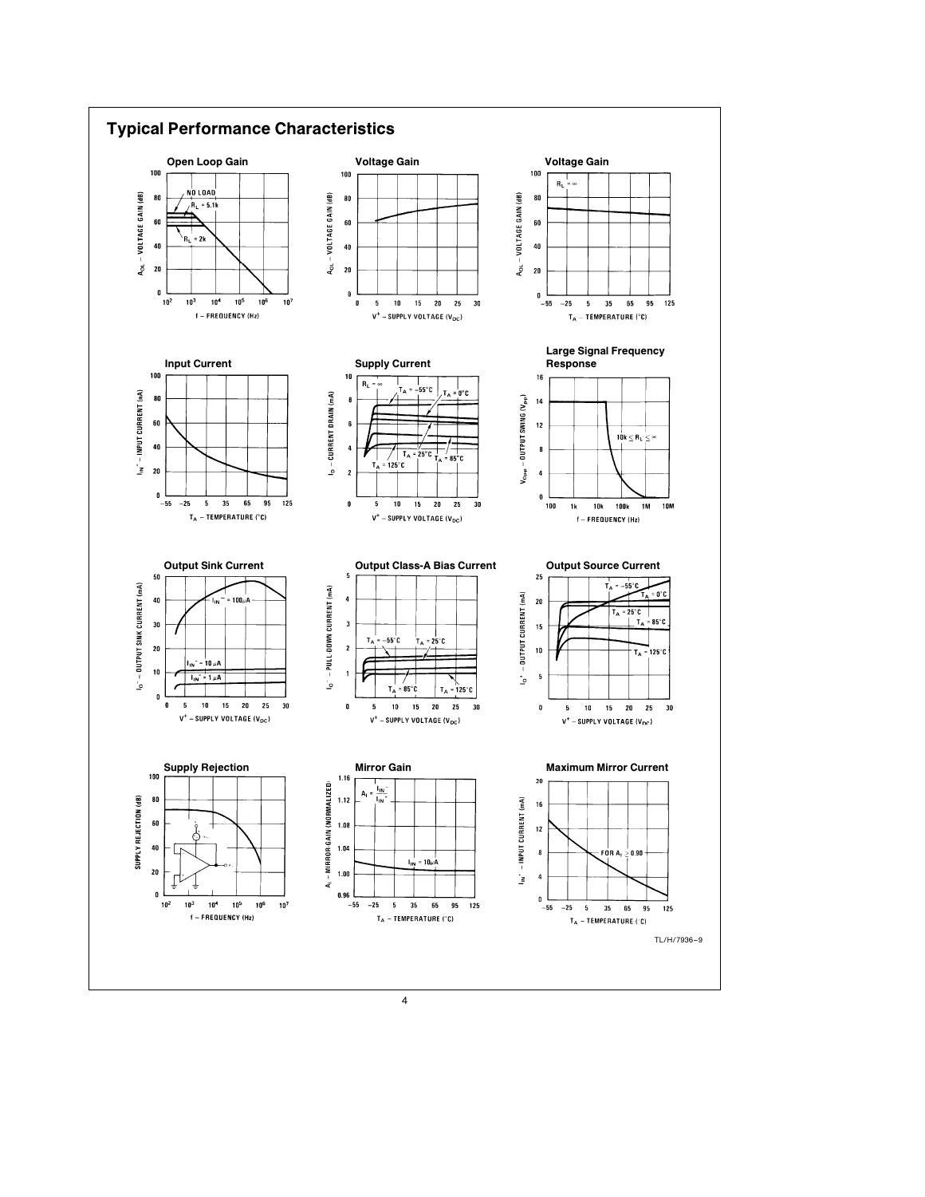## Typical Performance Characteristics

**Open Loop Gain**

**Voltage Gain**

**Voltage Gain**

**Input Current**

**Supply Current**

**Large Signal Frequency Response**

**Output Sink Current**

**Output Class-A Bias Current**

**Output Source Current**

**Supply Rejection**

**Mirror Gain**

**Maximum Mirror Current**

TL/H/7936–9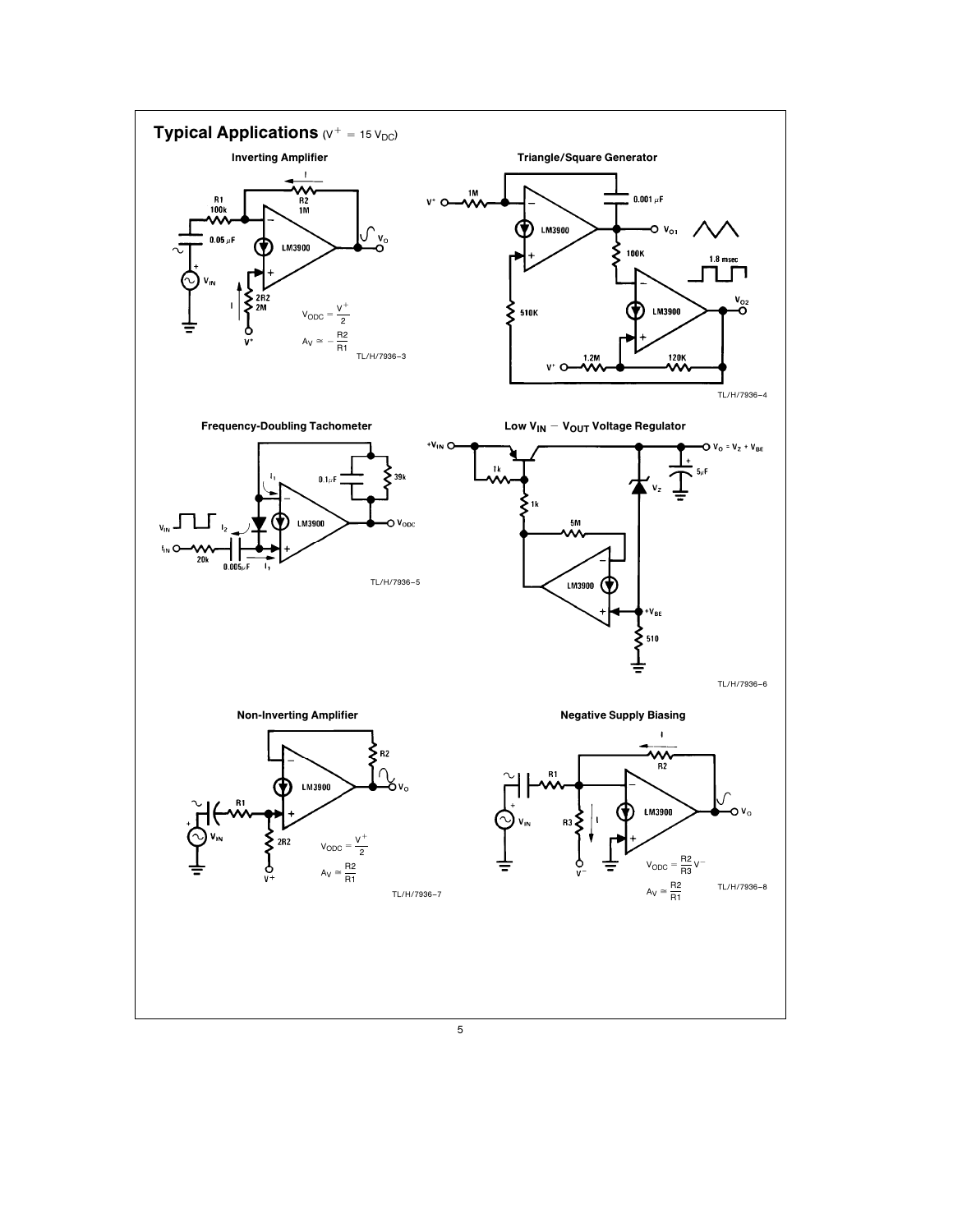## Typical Applications ($V^+ = 15\ V_{DC}$)

### Inverting Amplifier

$V_{ODC} = \frac{V^+}{2}$

$A_V \simeq -\frac{R2}{R1}$

TL/H/7936–3

### Triangle/Square Generator

TL/H/7936–4

### Frequency-Doubling Tachometer

TL/H/7936–5

### Low $V_{IN} - V_{OUT}$ Voltage Regulator

$V_O = V_Z + V_{BE}$

TL/H/7936–6

### Non-Inverting Amplifier

$V_{ODC} = \frac{V^+}{2}$

$A_V \simeq \frac{R2}{R1}$

TL/H/7936–7

### Negative Supply Biasing

$V_{ODC} = \frac{R2}{R3} V^-$

$A_V \simeq \frac{R2}{R1}$

TL/H/7936–8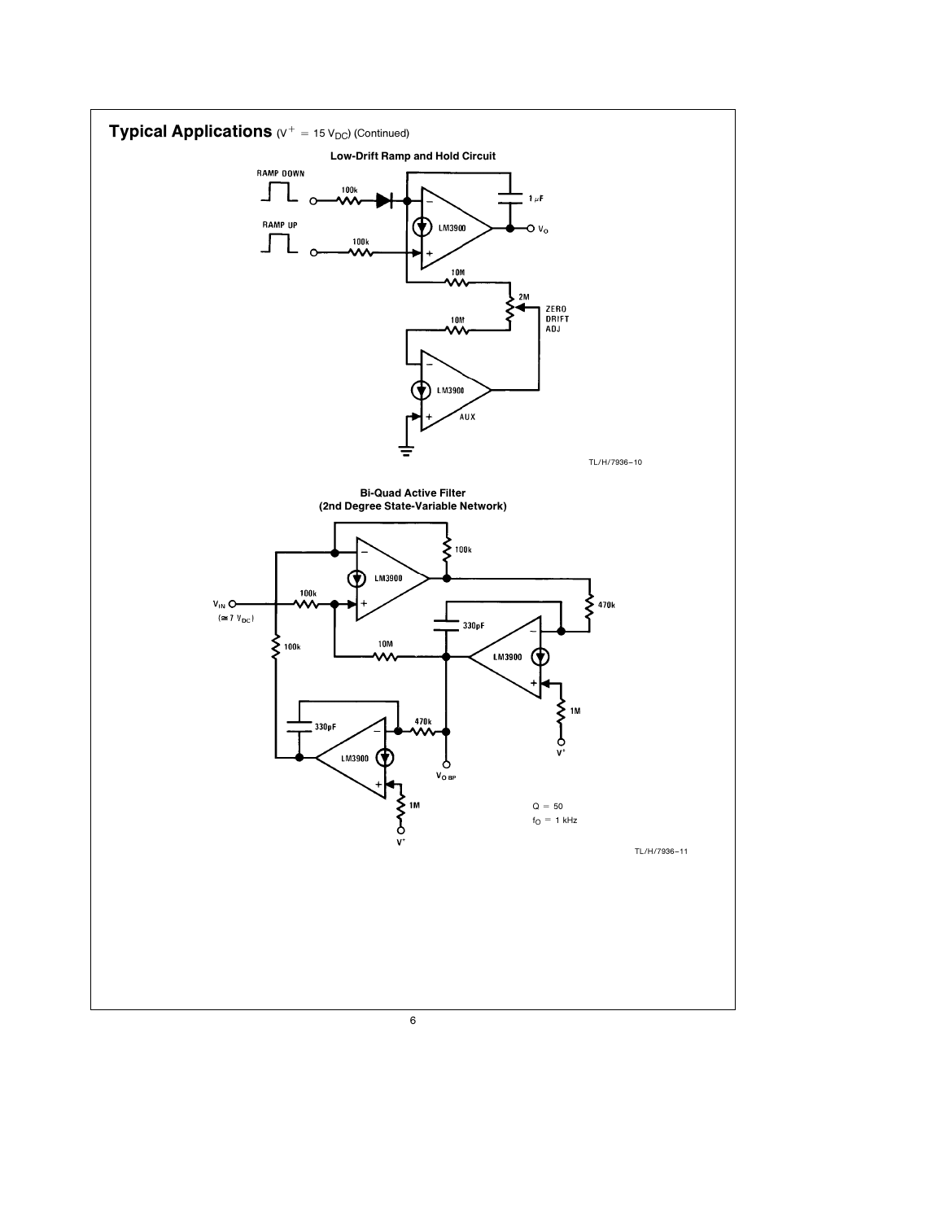## Typical Applications ($V^+ = 15\ V_{DC}$) (Continued)

### Low-Drift Ramp and Hold Circuit

RAMP DOWN

RAMP UP

100k

100k

1 μF

LM3900

$V_O$

10M

2M

10M

ZERO DRIFT ADJ

LM3900

AUX

TL/H/7936–10

### Bi-Quad Active Filter (2nd Degree State-Variable Network)

$V_{IN}$ (≅7 $V_{DC}$)

100k

100k

100k

LM3900

470k

330pF

10M

LM3900

1M

$V^+$

330pF

470k

LM3900

1M

$V^+$

$V_{O\ BP}$

$Q = 50$

$f_O = 1\ kHz$

TL/H/7936–11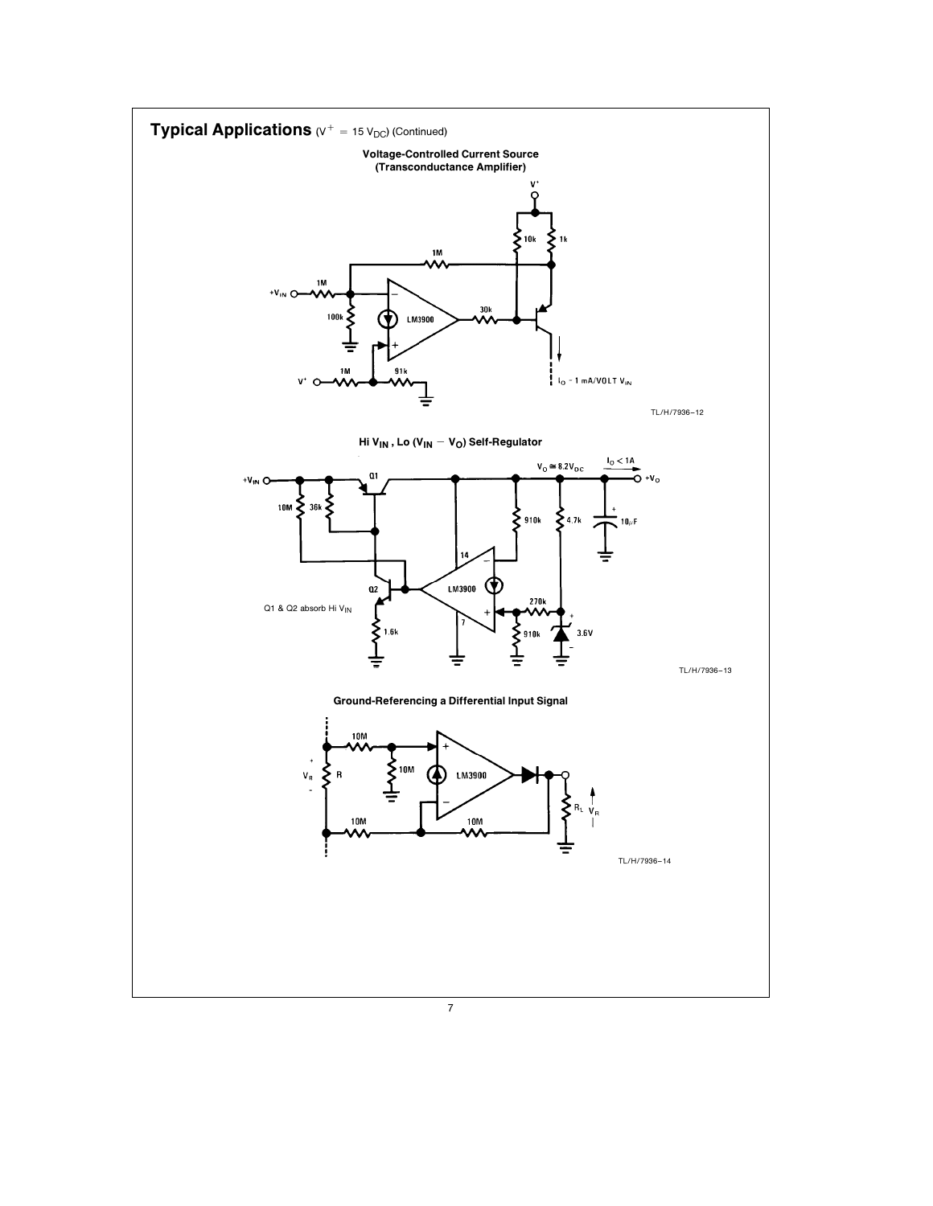## Typical Applications ($V^{+} = 15\ V_{DC}$) (Continued)

**Voltage-Controlled Current Source (Transconductance Amplifier)**

$+V_{IN}$ 1M 1M 100k LM3900 30k 10k 1k $V^{+}$ 1M 91k

$I_O$ ~ 1 mA/VOLT $V_{IN}$

TL/H/7936–12

**Hi $V_{IN}$, Lo ($V_{IN} - V_O$) Self-Regulator**

$+V_{IN}$ 10M 36k Q1 Q2 1.6k LM3900 14 7 910k 270k 910k 4.7k 3.6V 10 µF

$V_O \cong 8.2V_{DC}$ $I_O < 1A$ $+V_O$

Q1 & Q2 absorb Hi $V_{IN}$

TL/H/7936–13

**Ground-Referencing a Differential Input Signal**

$V_R$ R 10M 10M 10M 10M LM3900 $R_L$ $V_R$

TL/H/7936–14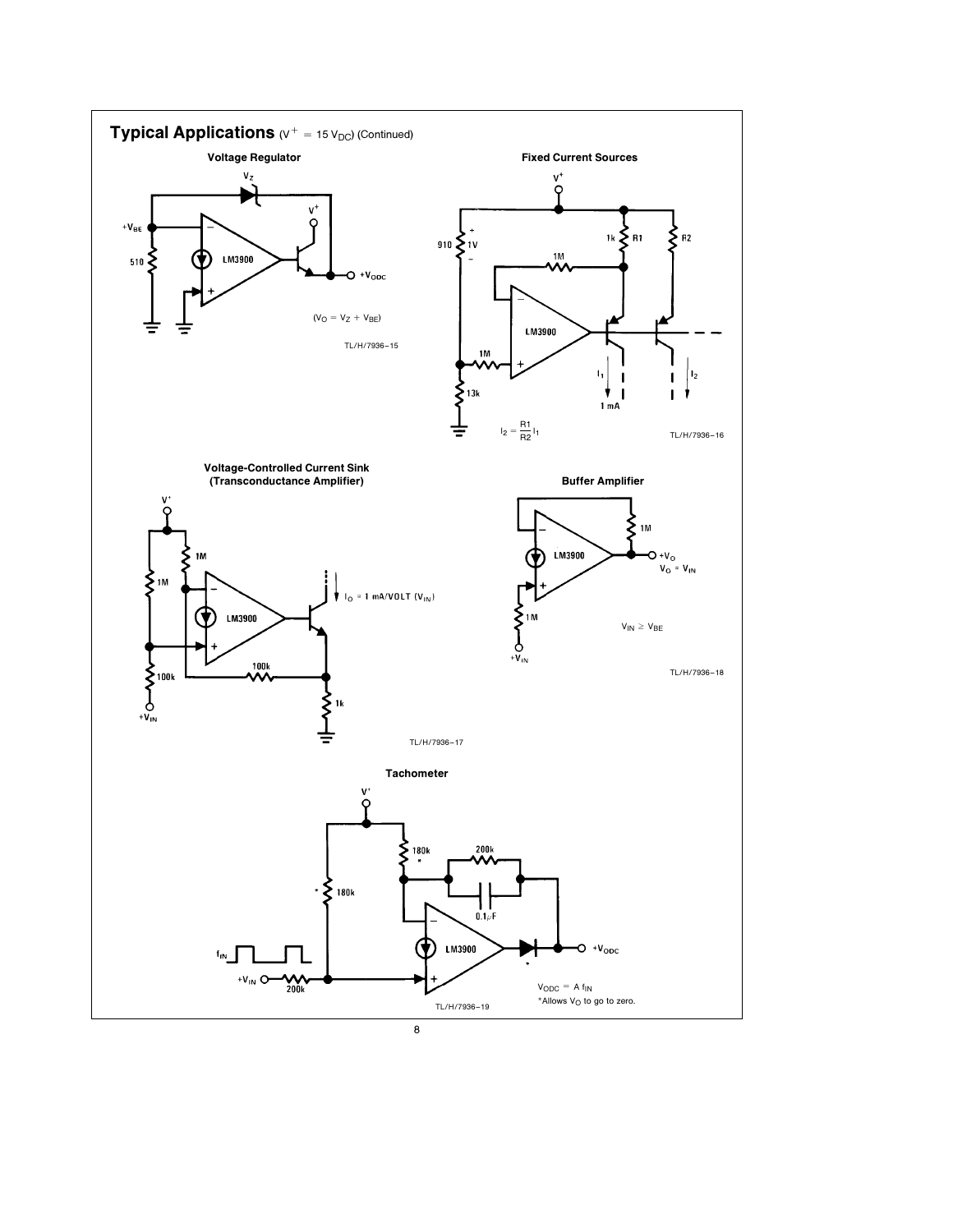## Typical Applications ($V^+ = 15\ V_{DC}$) (Continued)

### Voltage Regulator

$V_Z$

$+V_{BE}$

510

LM3900

$V^+$

$+V_{ODC}$

$(V_O = V_Z + V_{BE})$

TL/H/7936–15

### Fixed Current Sources

$V^+$

910

+ 1V −

1k R1

R2

1M

LM3900

1M

13k

$I_1$

1 mA

$I_2$

$I_2 = \frac{R1}{R2} I_1$

TL/H/7936–16

### Voltage-Controlled Current Sink (Transconductance Amplifier)

$V^+$

1M

1M

LM3900

$I_O = 1\ mA/VOLT\ (V_{IN})$

100k

100k

1k

$+V_{IN}$

TL/H/7936–17

### Buffer Amplifier

1M

LM3900

$+V_O$

$V_O = V_{IN}$

1M

$+V_{IN}$

$V_{IN} \geq V_{BE}$

TL/H/7936–18

### Tachometer

$V^+$

180k *

200k

* 180k

0.1μF

LM3900

$+V_{ODC}$

$f_{IN}$

$+V_{IN}$

200k

$V_{ODC} = A\ f_{IN}$

*Allows $V_O$ to go to zero.

TL/H/7936–19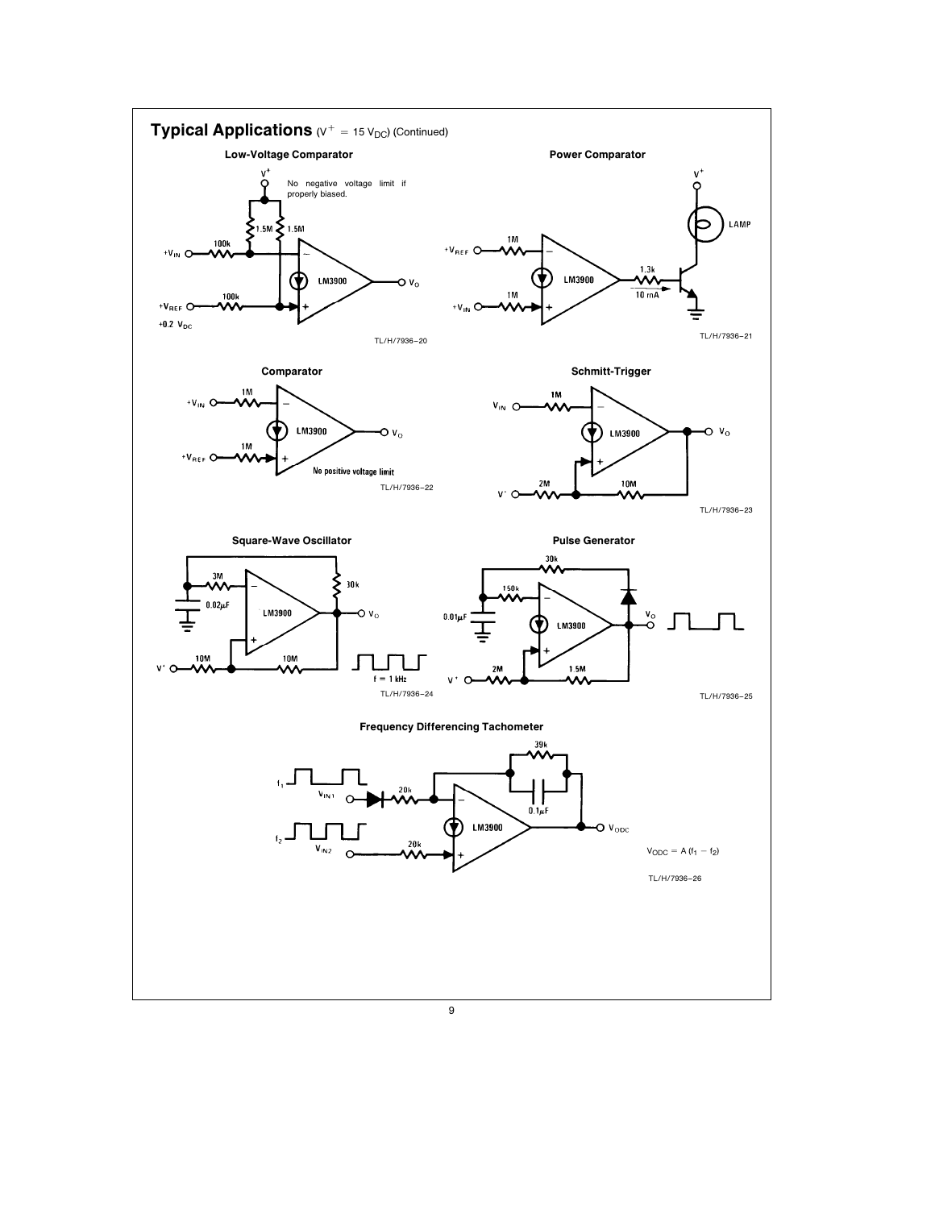## Typical Applications ($V^+ = 15\ V_{DC}$) (Continued)

### Low-Voltage Comparator

No negative voltage limit if properly biased.

$+V_{IN}$ 100k, $+V_{REF}$ 100k, 1.5M, 1.5M, LM3900, $V_O$

$+0.2\ V_{DC}$

TL/H/7936–20

### Power Comparator

$+V_{REF}$ 1M, $+V_{IN}$ 1M, LM3900, 1.3k, 10 mA, LAMP, $V^+$

TL/H/7936–21

### Comparator

$+V_{IN}$ 1M, $+V_{REF}$ 1M, LM3900, $V_O$

No positive voltage limit

TL/H/7936–22

### Schmitt-Trigger

$V_{IN}$ 1M, $V^+$ 2M, 10M, LM3900, $V_O$

TL/H/7936–23

### Square-Wave Oscillator

3M, 0.02µF, 30k, LM3900, $V_O$, $V^+$ 10M, 10M

f = 1 kHz

TL/H/7936–24

### Pulse Generator

30k, 150k, 0.01µF, LM3900, $V_O$, $V^+$ 2M, 1.5M

TL/H/7936–25

### Frequency Differencing Tachometer

$f_1$ $V_{IN1}$ 20k, $f_2$ $V_{IN2}$ 20k, 39k, 0.1µF, LM3900, $V_{ODC}$

$V_{ODC} = A\ (f_1 - f_2)$

TL/H/7936–26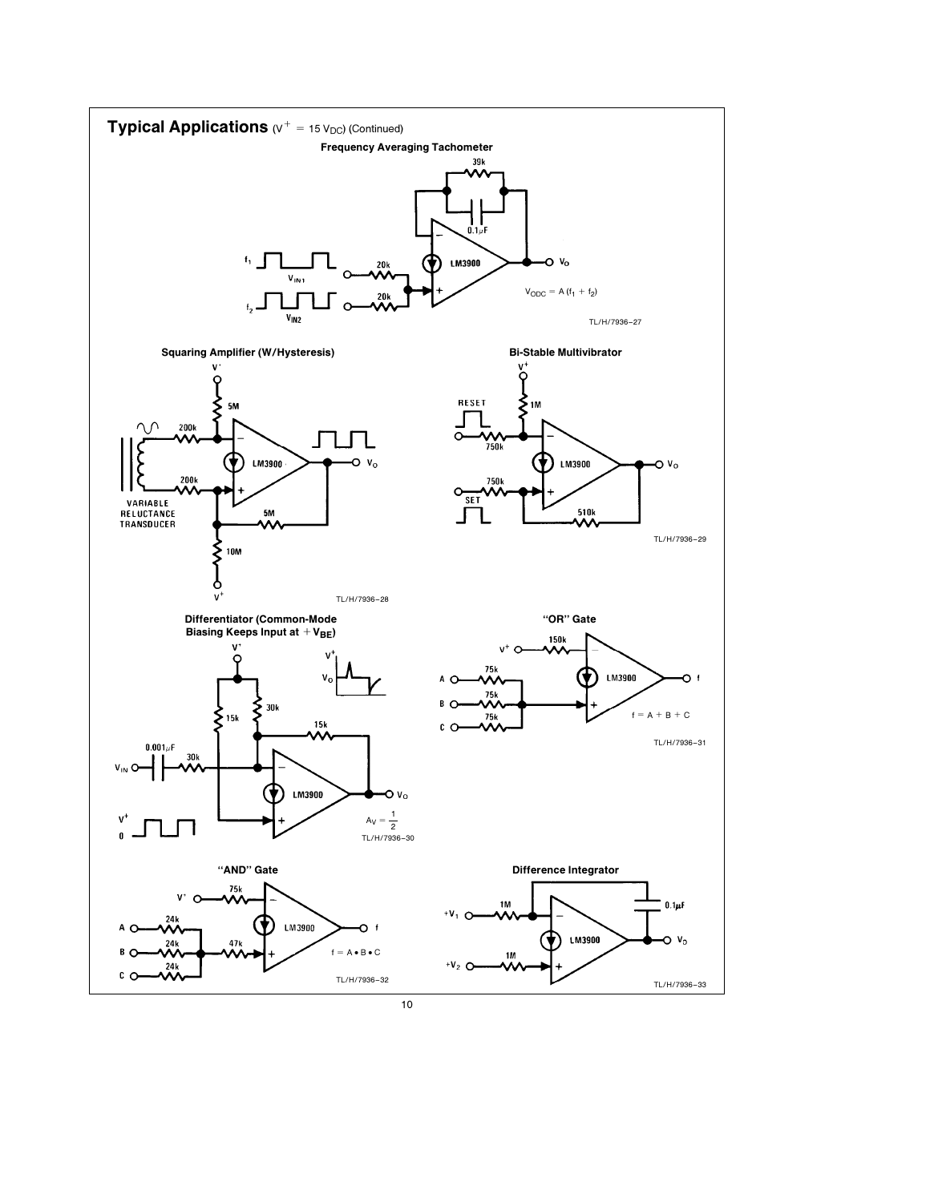## Typical Applications ($V^+ = 15\ V_{DC}$) (Continued)

### Frequency Averaging Tachometer

$V_{ODC} = A\ (f_1 + f_2)$

TL/H/7936–27

### Squaring Amplifier (W/Hysteresis)

TL/H/7936–28

### Bi-Stable Multivibrator

TL/H/7936–29

### Differentiator (Common-Mode Biasing Keeps Input at $+V_{BE}$)

$A_V = \frac{1}{2}$

TL/H/7936–30

### "OR" Gate

$f = A + B + C$

TL/H/7936–31

### "AND" Gate

$f = A \bullet B \bullet C$

TL/H/7936–32

### Difference Integrator

TL/H/7936–33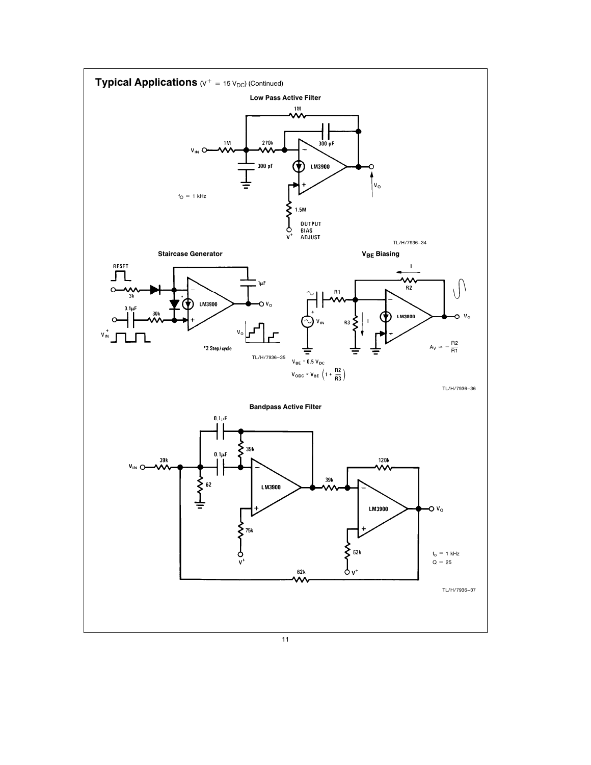## Typical Applications ($V^{+} = 15\ V_{DC}$) (Continued)

### Low Pass Active Filter

$f_O = 1$ kHz

1M, 1M, 270k, 300 pF, 300 pF, 1.5M, LM3900, $V_{IN}$, $V_O$, $V^{+}$, OUTPUT BIAS ADJUST

TL/H/7936–34

### Staircase Generator

RESET, 3k, 0.1µF, 30k, 1µF, LM3900, $V_{IN}^{+}$, $V_O$

*2 Step/cycle

TL/H/7936–35

### $V_{BE}$ Biasing

R1, R2, R3, I, LM3900, $V_{IN}$, $V_O$

$A_V \approx -\frac{R2}{R1}$

$V_{BE} = 0.5\ V_{DC}$

$V_{ODC} = V_{BE}\left(1 + \frac{R2}{R3}\right)$

TL/H/7936–36

### Bandpass Active Filter

$V_{IN}$, 39k, 62, 0.1µF, 0.1µF, 39k, 75k, LM3900, 39k, 120k, 62k, LM3900, 62k, $V^{+}$, $V_O$

$f_o = 1$ kHz

$Q = 25$

TL/H/7936–37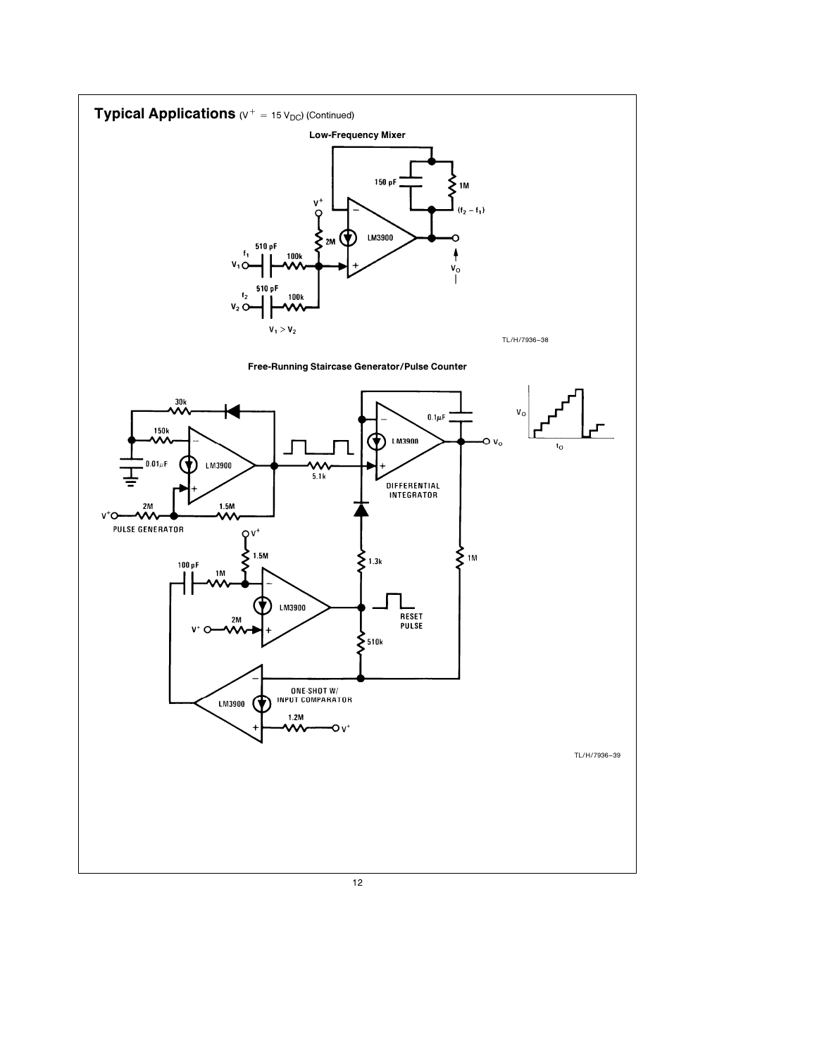## Typical Applications ($V^{+} = 15\ V_{DC}$) (Continued)

**Low-Frequency Mixer**

TL/H/7936–38

**Free-Running Staircase Generator/Pulse Counter**

TL/H/7936–39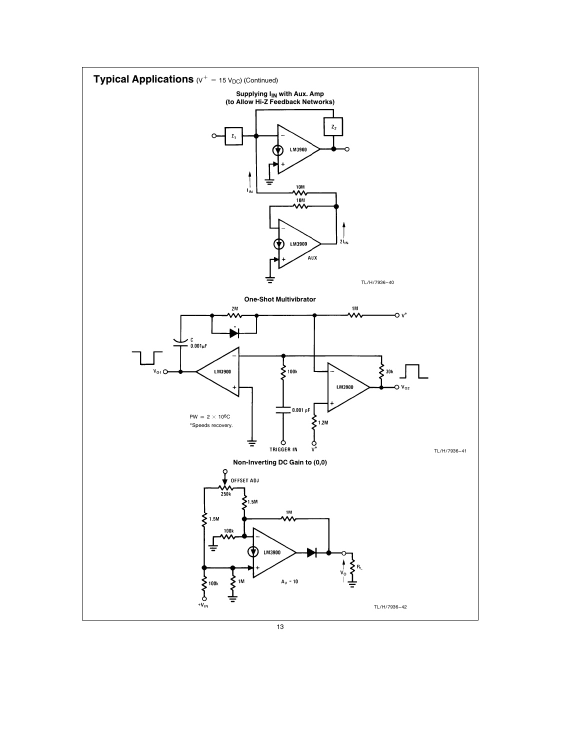## Typical Applications ($V^+ = 15\ V_{DC}$) (Continued)

**Supplying $I_{IN}$ with Aux. Amp (to Allow Hi-Z Feedback Networks)**

TL/H/7936–40

**One-Shot Multivibrator**

$PW \simeq 2 \times 10^6 C$

*Speeds recovery.

TL/H/7936–41

**Non-Inverting DC Gain to (0,0)**

TL/H/7936–42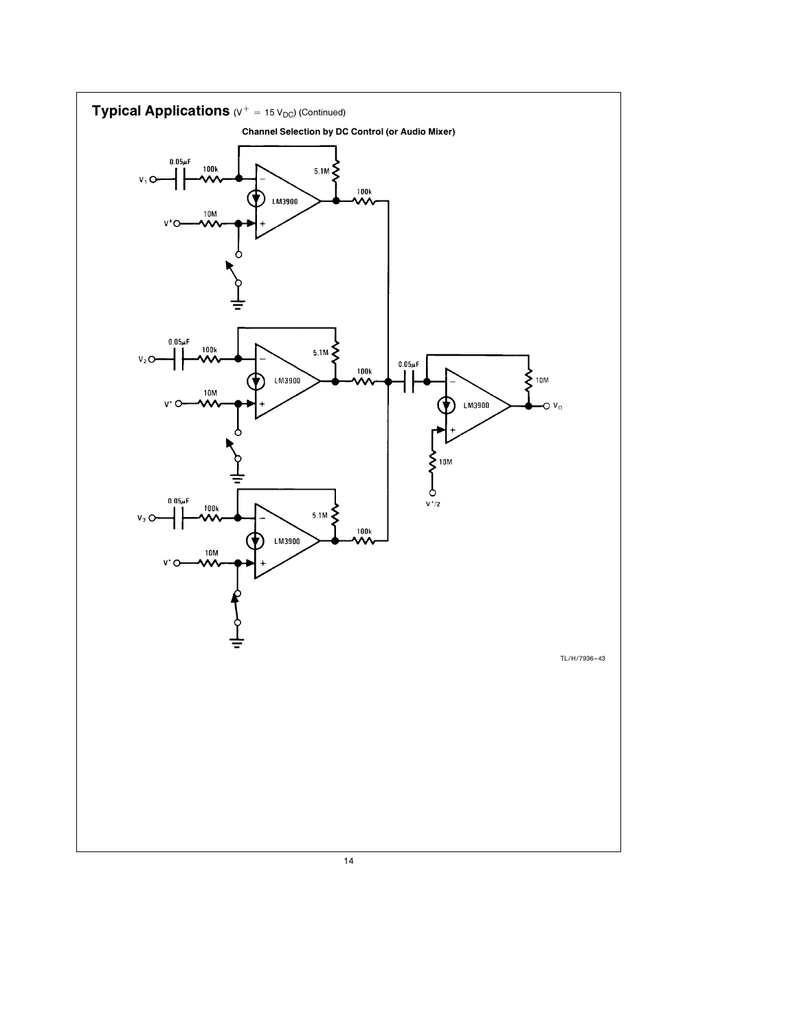## Typical Applications ($V^+ = 15\ V_{DC}$) (Continued)

**Channel Selection by DC Control (or Audio Mixer)**

TL/H/7936–43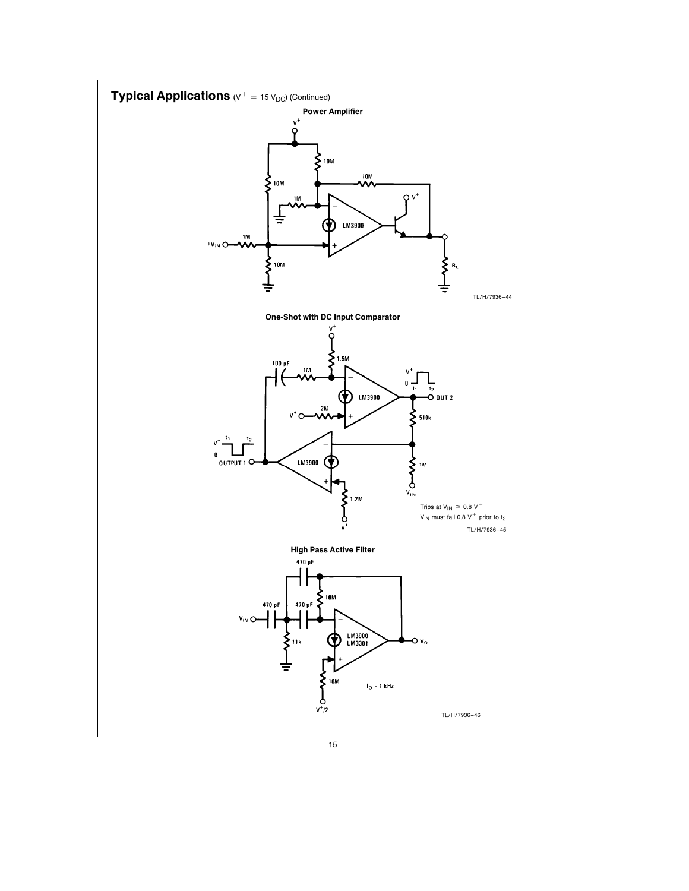## Typical Applications ($V^+ = 15\ V_{DC}$) (Continued)

**Power Amplifier**

TL/H/7936–44

**One-Shot with DC Input Comparator**

Trips at $V_{IN} \simeq 0.8\ V^+$

$V_{IN}$ must fall 0.8 $V^+$ prior to $t_2$

TL/H/7936–45

**High Pass Active Filter**

$f_O = 1\ kHz$

TL/H/7936–46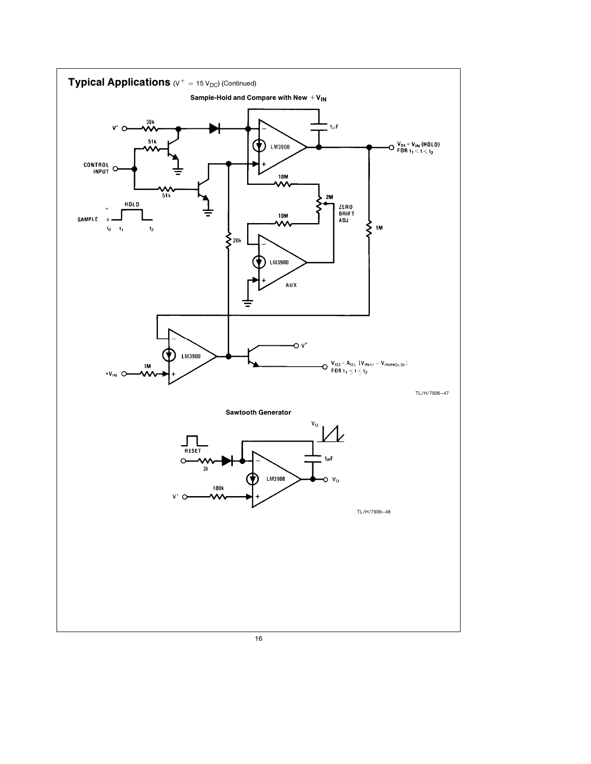## Typical Applications ($V^+ = 15\ V_{DC}$) (Continued)

**Sample-Hold and Compare with New $+V_{IN}$**

V+ — 39k — 51k — 51k — CONTROL INPUT — 1µF — LM3900 — $V_{O1} = V_{IN}$ (HOLD) FOR $t_1 < t < t_2$ — 10M — 2M — ZERO DRIFT ADJ — 10M — LM3900 AUX — 20k — 1M — HOLD — SAMPLE — $t_0$ $t_1$ $t_2$ — LM3900 — $+V_{IN}$ — 1M — V+ — $V_{O2} = A_{OL}\ [V_{IN(t)} - V_{IN(HOLD)}]$ FOR $t_1 \le t \le t_2$

TL/H/7936–47

**Sawtooth Generator**

$V_O$ — RESET — 3k — 1µF — LM3900 — $V_O$ — V+ — 100k

TL/H/7936–48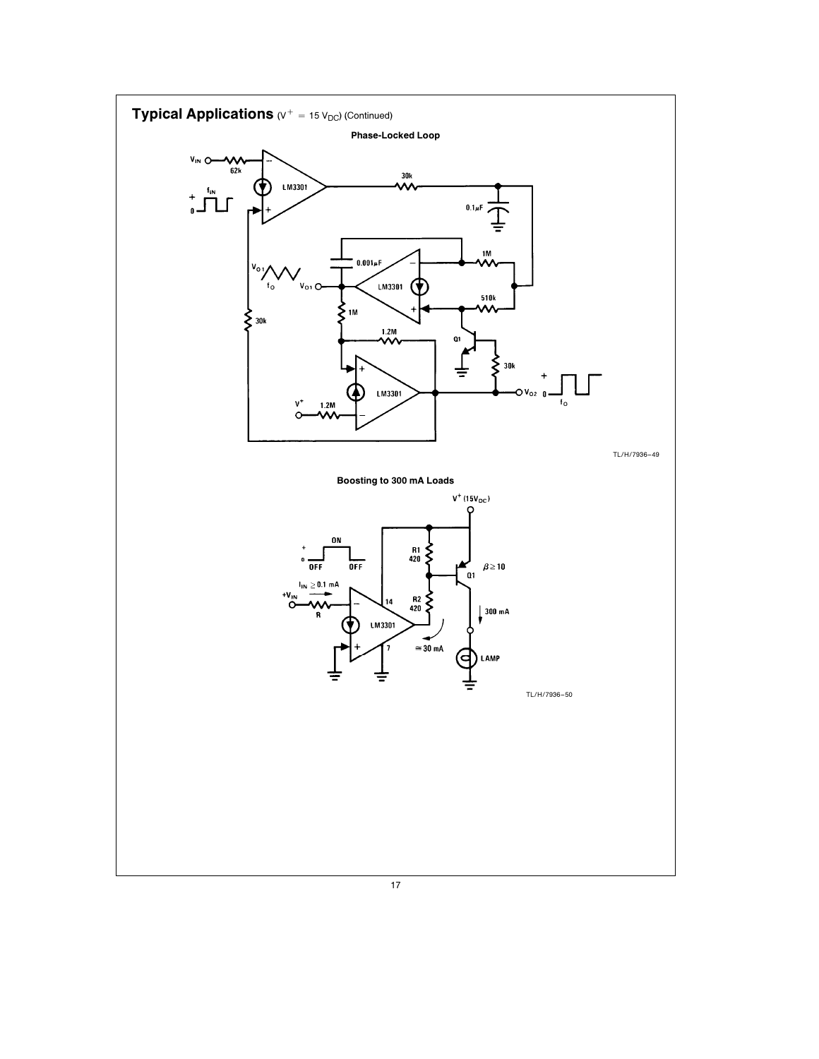## Typical Applications ($V^+ = 15\ V_{DC}$) (Continued)

**Phase-Locked Loop**

TL/H/7936–49

**Boosting to 300 mA Loads**

TL/H/7936–50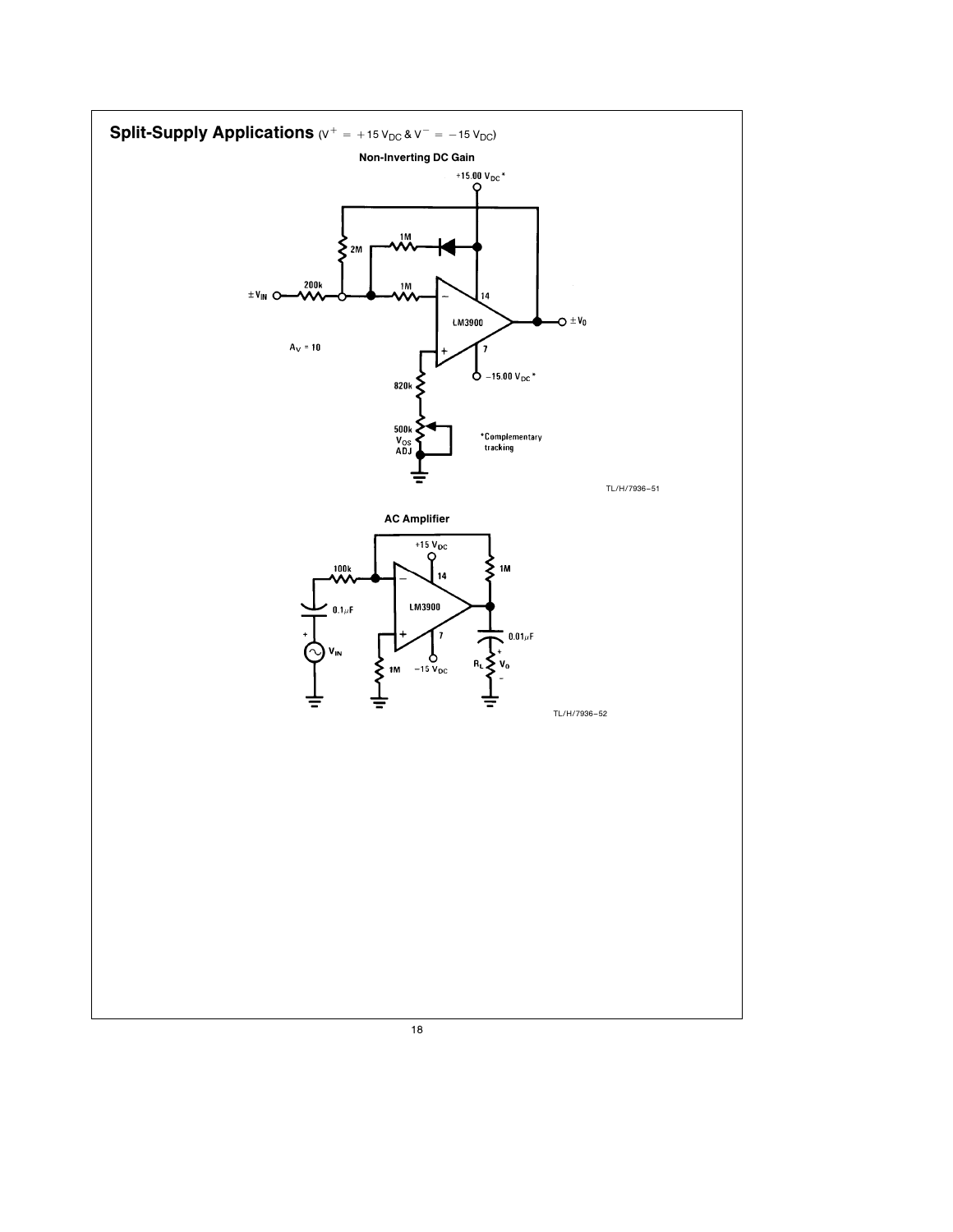## Split-Supply Applications ($V^+ = +15\ V_{DC}$ & $V^- = -15\ V_{DC}$)

**Non-Inverting DC Gain**

+15.00 $V_{DC}$*

2M

1M

200k

1M

$\pm V_{IN}$

14

LM3900

$\pm V_O$

$A_V = 10$

7

−15.00 $V_{DC}$*

820k

500k
$V_{OS}$
ADJ

*Complementary tracking

TL/H/7936–51

**AC Amplifier**

+15 $V_{DC}$

100k

14

1M

0.1 μF

LM3900

$V_{IN}$

7

0.01 μF

1M

−15 $V_{DC}$

$R_L$

$V_O$

TL/H/7936–52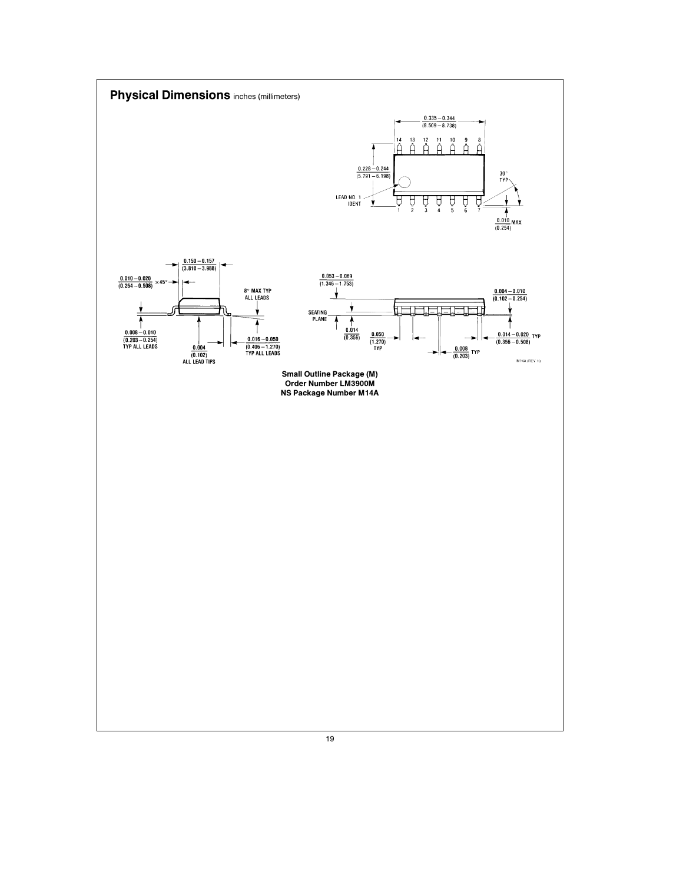## Physical Dimensions inches (millimeters)

**Small Outline Package (M)**
**Order Number LM3900M**
**NS Package Number M14A**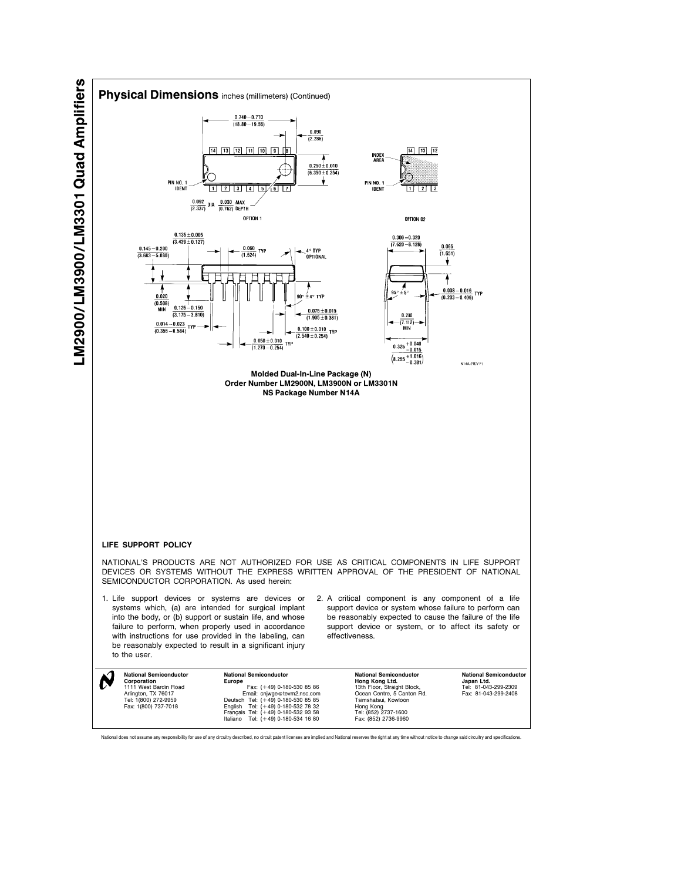## Physical Dimensions inches (millimeters) (Continued)

0.740 – 0.770
(18.80 – 19.56)

0.090
(2.286)

0.250 ± 0.010
(6.350 ± 0.254)

PIN NO. 1
IDENT

0.092 DIA (2.337)
0.030 MAX (0.762) DEPTH

OPTION 1

INDEX AREA

PIN NO. 1
IDENT

OPTION 02

0.135 ± 0.005
(3.429 ± 0.127)

0.145 – 0.200
(3.683 – 5.080)

0.060 TYP
(1.524)

4° TYP OPTIONAL

0.020
(0.508)
MIN

0.125 – 0.150
(3.175 – 3.810)

0.014 – 0.023 TYP
(0.356 – 0.584)

90° ± 4° TYP

0.075 ± 0.015
(1.905 ± 0.381)

0.100 ± 0.010 TYP
(2.540 ± 0.254)

0.050 ± 0.010 TYP
(1.270 – 0.254)

0.300 – 0.320
(7.620 – 8.128)

0.065
(1.651)

95° ± 5°

0.008 – 0.016 TYP
(0.203 – 0.406)

0.280
(7.112)
MIN

0.325 +0.040 −0.015
(8.255 +1.016 −0.381)

N14A (REV F)

**Molded Dual-In-Line Package (N)**
**Order Number LM2900N, LM3900N or LM3301N**
**NS Package Number N14A**

### LIFE SUPPORT POLICY

NATIONAL'S PRODUCTS ARE NOT AUTHORIZED FOR USE AS CRITICAL COMPONENTS IN LIFE SUPPORT DEVICES OR SYSTEMS WITHOUT THE EXPRESS WRITTEN APPROVAL OF THE PRESIDENT OF NATIONAL SEMICONDUCTOR CORPORATION. As used herein:

1. Life support devices or systems are devices or systems which, (a) are intended for surgical implant into the body, or (b) support or sustain life, and whose failure to perform, when properly used in accordance with instructions for use provided in the labeling, can be reasonably expected to result in a significant injury to the user.
2. A critical component is any component of a life support device or system whose failure to perform can be reasonably expected to cause the failure of the life support device or system, or to affect its safety or effectiveness.

**National Semiconductor Corporation**
1111 West Bardin Road
Arlington, TX 76017
Tel: 1(800) 272-9959
Fax: 1(800) 737-7018

**National Semiconductor Europe**
Fax: (+49) 0-180-530 85 86
Email: cnjwge@tevm2.nsc.com
Deutsch Tel: (+49) 0-180-530 85 85
English Tel: (+49) 0-180-532 78 32
Français Tel: (+49) 0-180-532 93 58
Italiano Tel: (+49) 0-180-534 16 80

**National Semiconductor Hong Kong Ltd.**
13th Floor, Straight Block,
Ocean Centre, 5 Canton Rd.
Tsimshatsui, Kowloon
Hong Kong
Tel: (852) 2737-1600
Fax: (852) 2736-9960

**National Semiconductor Japan Ltd.**
Tel: 81-043-299-2309
Fax: 81-043-299-2408

National does not assume any responsibility for use of any circuitry described, no circuit patent licenses are implied and National reserves the right at any time without notice to change said circuitry and specifications.